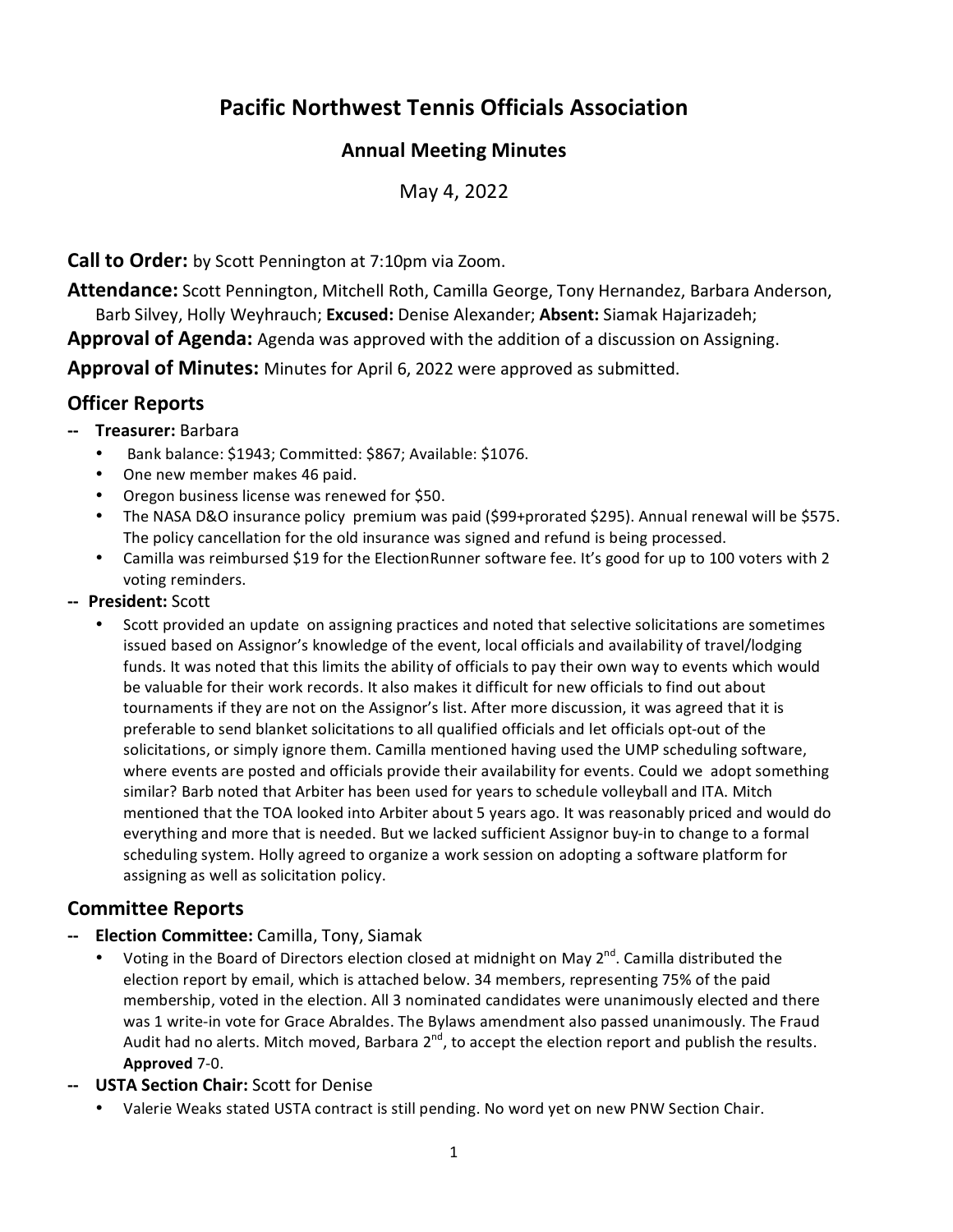# Pacific Northwest Tennis Officials Association

## Annual Meeting Minutes

May 4, 2022

**Call to Order:** by Scott Pennington at 7:10pm via Zoom.

**Attendance:** Scott Pennington, Mitchell Roth, Camilla George, Tony Hernandez, Barbara Anderson, Barb Silvey, Holly Weyhrauch; **Excused:** Denise Alexander; **Absent:** Siamak Hajarizadeh;

**Approval of Agenda:** Agenda was approved with the addition of a discussion on Assigning.

**Approval of Minutes:** Minutes for April 6, 2022 were approved as submitted.

## Officer Reports

-- **Treasurer:** Barbara

- Bank balance: $1943; Committed: $867; Available: $1076.
- One new member makes 46 paid.
- Oregon business license was renewed for $50.
- The NASA D&O insurance policy premium was paid ($99+prorated $295). Annual renewal will be $575. The policy cancellation for the old insurance was signed and refund is being processed.
- Camilla was reimbursed $19 for the ElectionRunner software fee. It's good for up to 100 voters with 2 voting reminders.

-- **President:** Scott

- Scott provided an update on assigning practices and noted that selective solicitations are sometimes issued based on Assignor's knowledge of the event, local officials and availability of travel/lodging funds. It was noted that this limits the ability of officials to pay their own way to events which would be valuable for their work records. It also makes it difficult for new officials to find out about tournaments if they are not on the Assignor's list. After more discussion, it was agreed that it is preferable to send blanket solicitations to all qualified officials and let officials opt-out of the solicitations, or simply ignore them. Camilla mentioned having used the UMP scheduling software, where events are posted and officials provide their availability for events. Could we adopt something similar? Barb noted that Arbiter has been used for years to schedule volleyball and ITA. Mitch mentioned that the TOA looked into Arbiter about 5 years ago. It was reasonably priced and would do everything and more that is needed. But we lacked sufficient Assignor buy-in to change to a formal scheduling system. Holly agreed to organize a work session on adopting a software platform for assigning as well as solicitation policy.

## Committee Reports

-- **Election Committee:** Camilla, Tony, Siamak

- Voting in the Board of Directors election closed at midnight on May 2nd. Camilla distributed the election report by email, which is attached below. 34 members, representing 75% of the paid membership, voted in the election. All 3 nominated candidates were unanimously elected and there was 1 write-in vote for Grace Abraldes. The Bylaws amendment also passed unanimously. The Fraud Audit had no alerts. Mitch moved, Barbara 2nd, to accept the election report and publish the results. **Approved** 7-0.

-- **USTA Section Chair:** Scott for Denise

- Valerie Weaks stated USTA contract is still pending. No word yet on new PNW Section Chair.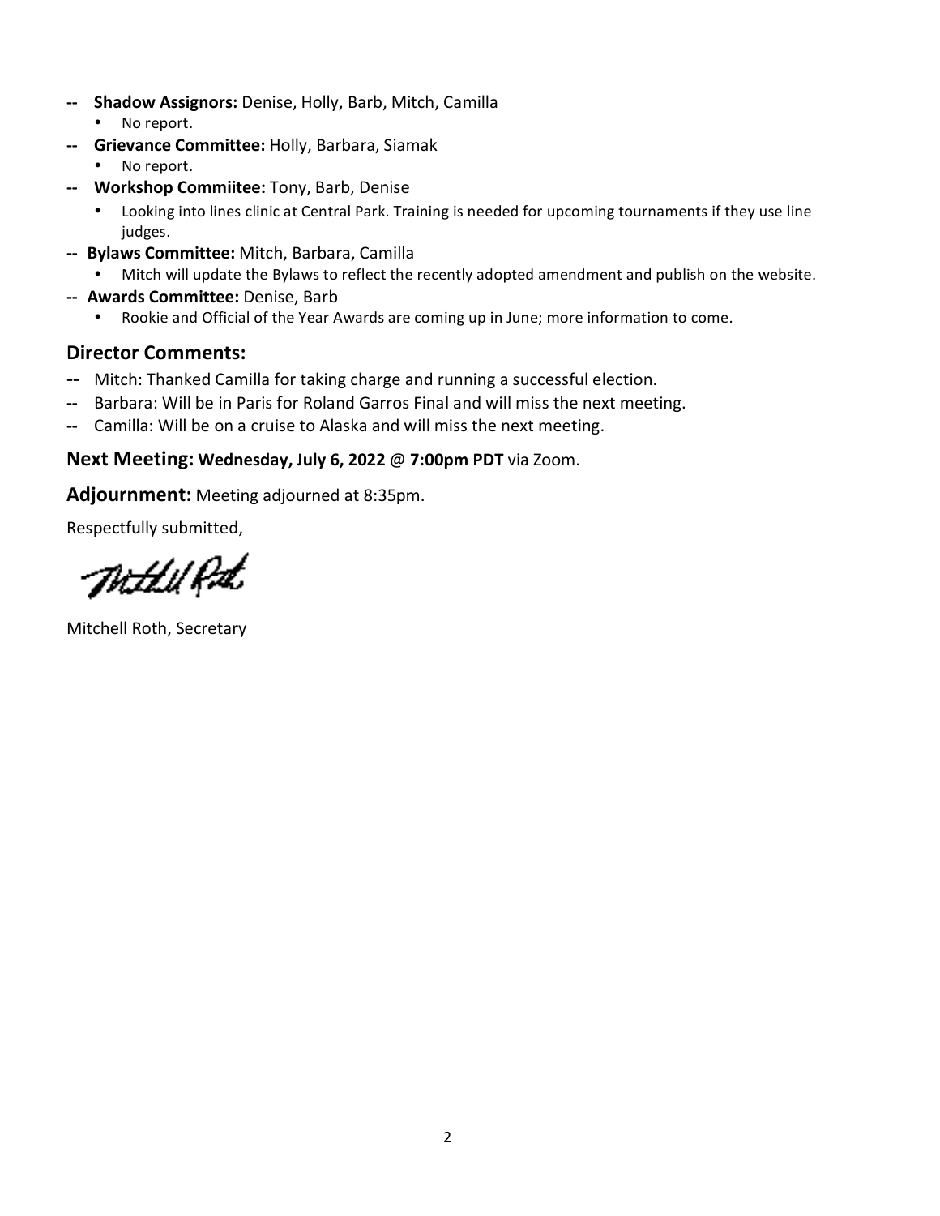- -- **Shadow Assignors:** Denise, Holly, Barb, Mitch, Camilla
  - No report.
- -- **Grievance Committee:** Holly, Barbara, Siamak
  - No report.
- -- **Workshop Commiitee:** Tony, Barb, Denise
  - Looking into lines clinic at Central Park. Training is needed for upcoming tournaments if they use line judges.
- -- **Bylaws Committee:** Mitch, Barbara, Camilla
  - Mitch will update the Bylaws to reflect the recently adopted amendment and publish on the website.
- -- **Awards Committee:** Denise, Barb
  - Rookie and Official of the Year Awards are coming up in June; more information to come.

## Director Comments:

- -- Mitch: Thanked Camilla for taking charge and running a successful election.
- -- Barbara: Will be in Paris for Roland Garros Final and will miss the next meeting.
- -- Camilla: Will be on a cruise to Alaska and will miss the next meeting.

## Next Meeting: **Wednesday, July 6, 2022** @ **7:00pm PDT** via Zoom.

## Adjournment: Meeting adjourned at 8:35pm.

Respectfully submitted,

Mitchell Roth, Secretary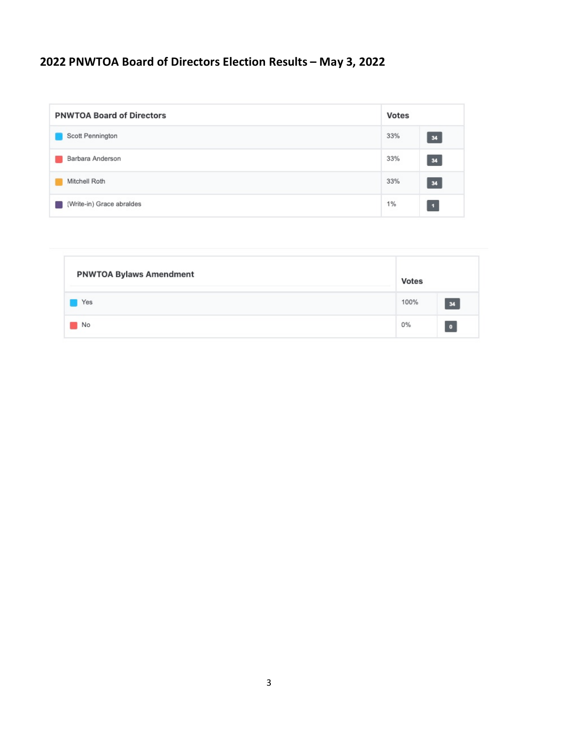## 2022 PNWTOA Board of Directors Election Results – May 3, 2022

| PNWTOA Board of Directors | Votes | |
|---|---|---|
| Scott Pennington | 33% | 34 |
| Barbara Anderson | 33% | 34 |
| Mitchell Roth | 33% | 34 |
| (Write-in) Grace abraldes | 1% | 1 |

| PNWTOA Bylaws Amendment | Votes | |
|---|---|---|
| Yes | 100% | 34 |
| No | 0% | 0 |